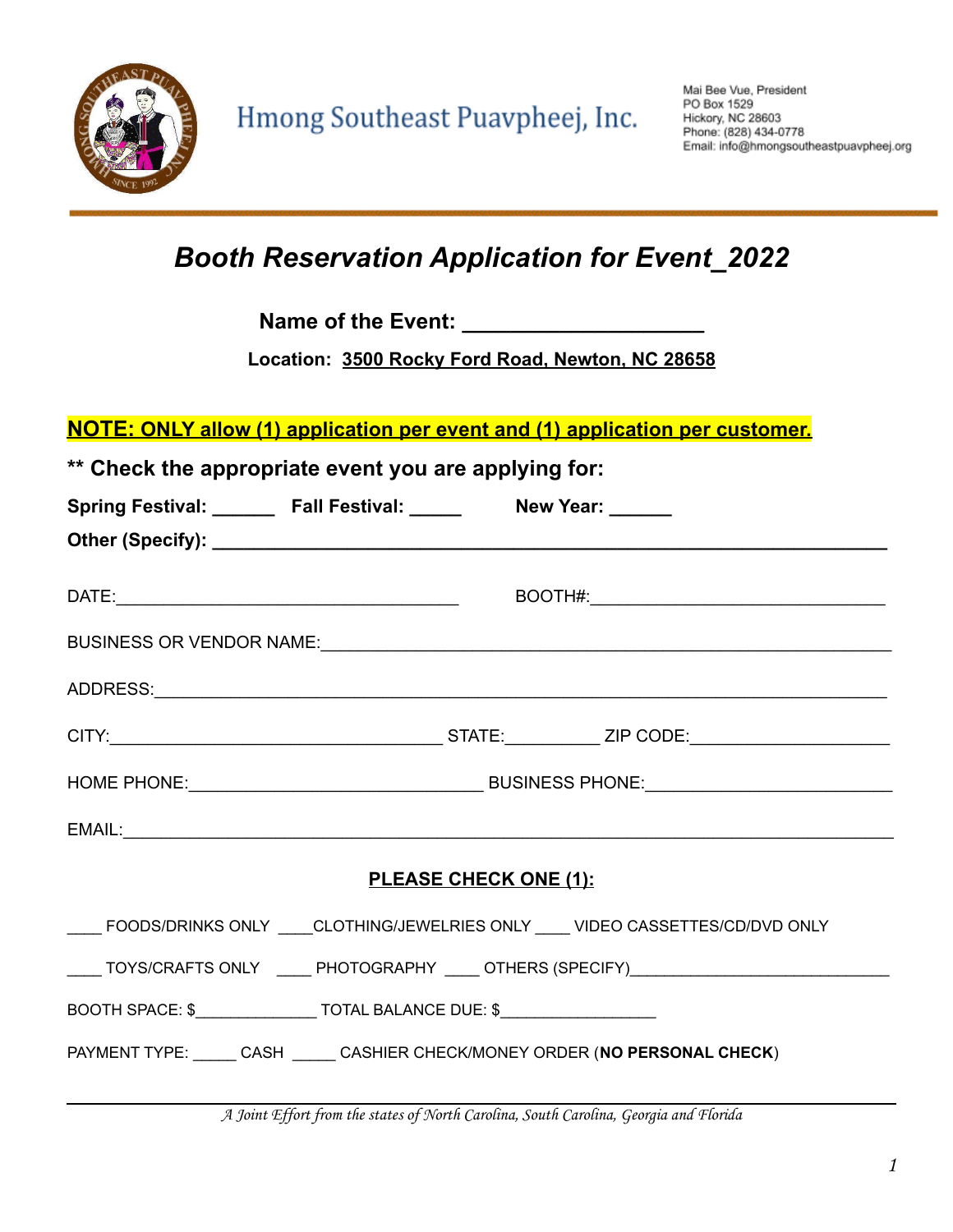Hmong Southeast Puavpheej, Inc.

Mai Bee Vue, President
PO Box 1529
Hickory, NC 28603
Phone: (828) 434-0778
Email: info@hmongsoutheastpuavpheej.org

# *Booth Reservation Application for Event_2022*

**Name of the Event: ____________________**

**Location: 3500 Rocky Ford Road, Newton, NC 28658**

**NOTE: ONLY allow (1) application per event and (1) application per customer.**

**** Check the appropriate event you are applying for:**

**Spring Festival: ______ Fall Festival: _____ New Year: ______**

**Other (Specify): ________________________________________________________________**

DATE:___________________________________ BOOTH#:______________________________

BUSINESS OR VENDOR NAME:_____________________________________________________

ADDRESS:_____________________________________________________________________

CITY:__________________________________ STATE:__________ ZIP CODE:____________________

HOME PHONE:______________________________ BUSINESS PHONE:________________________

EMAIL:_______________________________________________________________________

**PLEASE CHECK ONE (1):**

____ FOODS/DRINKS ONLY ____CLOTHING/JEWELRIES ONLY ____ VIDEO CASSETTES/CD/DVD ONLY

____ TOYS/CRAFTS ONLY ____ PHOTOGRAPHY ____ OTHERS (SPECIFY)____________________________

BOOTH SPACE: $______________ TOTAL BALANCE DUE: $__________________

PAYMENT TYPE: _____ CASH _____ CASHIER CHECK/MONEY ORDER (**NO PERSONAL CHECK**)

*A Joint Effort from the states of North Carolina, South Carolina, Georgia and Florida*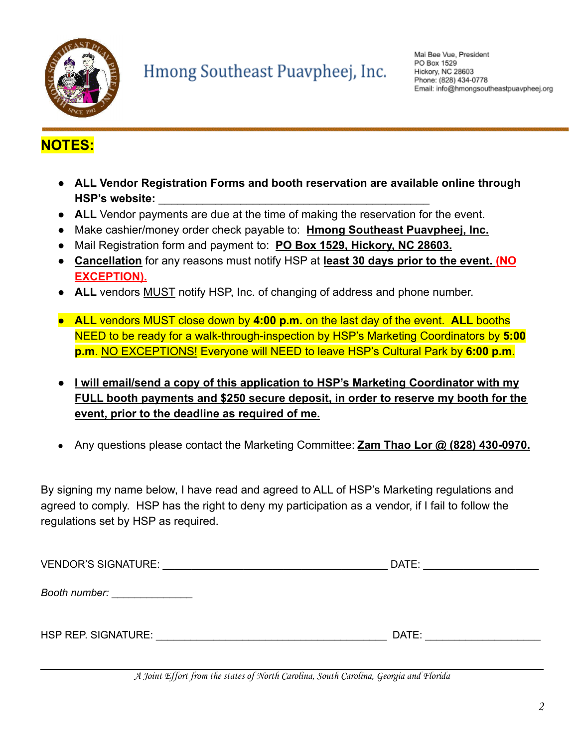Hmong Southeast Puavpheej, Inc.

Mai Bee Vue, President
PO Box 1529
Hickory, NC 28603
Phone: (828) 434-0778
Email: info@hmongsoutheastpuavpheej.org

## NOTES:

- **ALL Vendor Registration Forms and booth reservation are available online through HSP's website:** ____________________________________________
- **ALL** Vendor payments are due at the time of making the reservation for the event.
- Make cashier/money order check payable to: **Hmong Southeast Puavpheej, Inc.**
- Mail Registration form and payment to: **PO Box 1529, Hickory, NC 28603.**
- **Cancellation** for any reasons must notify HSP at **least 30 days prior to the event. (NO EXCEPTION).**
- **ALL** vendors MUST notify HSP, Inc. of changing of address and phone number.
- **ALL** vendors MUST close down by **4:00 p.m.** on the last day of the event. **ALL** booths NEED to be ready for a walk-through-inspection by HSP's Marketing Coordinators by **5:00 p.m**. NO EXCEPTIONS! Everyone will NEED to leave HSP's Cultural Park by **6:00 p.m**.
- **I will email/send a copy of this application to HSP's Marketing Coordinator with my FULL booth payments and $250 secure deposit, in order to reserve my booth for the event, prior to the deadline as required of me.**
- Any questions please contact the Marketing Committee: **Zam Thao Lor @ (828) 430-0970.**

By signing my name below, I have read and agreed to ALL of HSP's Marketing regulations and agreed to comply. HSP has the right to deny my participation as a vendor, if I fail to follow the regulations set by HSP as required.

VENDOR'S SIGNATURE: ______________________________________ DATE: ___________________

*Booth number:* ______________

HSP REP. SIGNATURE: ______________________________________ DATE: ___________________

*A Joint Effort from the states of North Carolina, South Carolina, Georgia and Florida*